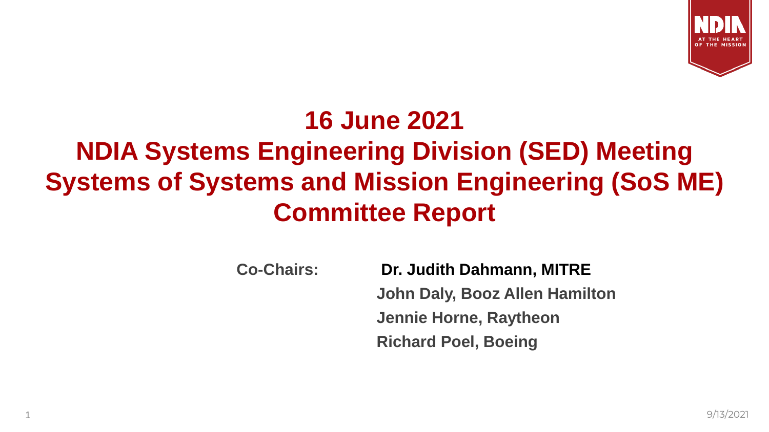# 16 June 2021
# NDIA Systems Engineering Division (SED) Meeting
# Systems of Systems and Mission Engineering (SoS ME) Committee Report

**Co-Chairs:**

**Dr. Judith Dahmann, MITRE**

**John Daly, Booz Allen Hamilton**

**Jennie Horne, Raytheon**

**Richard Poel, Boeing**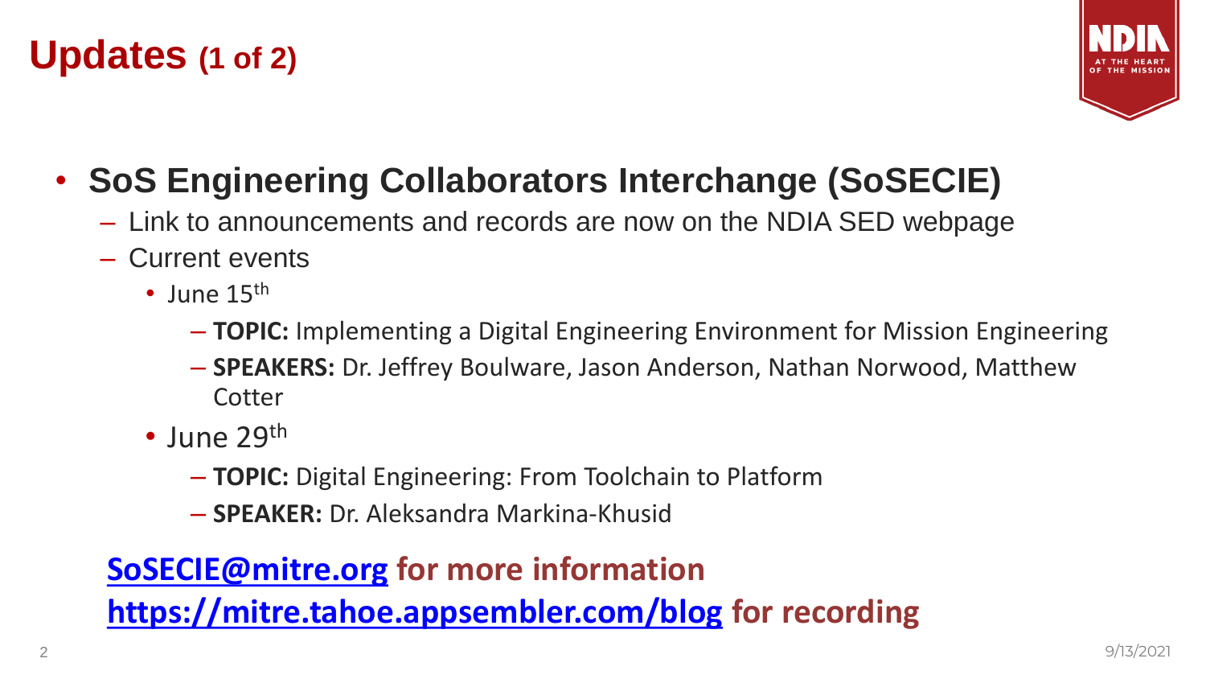# Updates (1 of 2)

- **SoS Engineering Collaborators Interchange (SoSECIE)**
  - Link to announcements and records are now on the NDIA SED webpage
  - Current events
    - June 15th
      - **TOPIC:** Implementing a Digital Engineering Environment for Mission Engineering
      - **SPEAKERS:** Dr. Jeffrey Boulware, Jason Anderson, Nathan Norwood, Matthew Cotter
    - June 29th
      - **TOPIC:** Digital Engineering: From Toolchain to Platform
      - **SPEAKER:** Dr. Aleksandra Markina-Khusid

**SoSECIE@mitre.org for more information**

**https://mitre.tahoe.appsembler.com/blog for recording**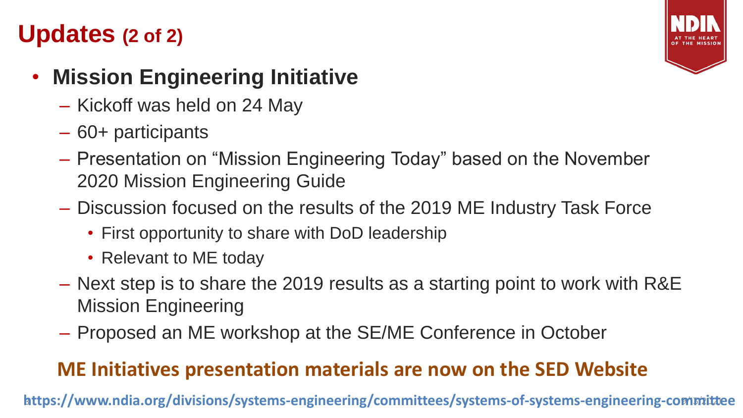# Updates (2 of 2)

- **Mission Engineering Initiative**
  - Kickoff was held on 24 May
  - 60+ participants
  - Presentation on “Mission Engineering Today” based on the November 2020 Mission Engineering Guide
  - Discussion focused on the results of the 2019 ME Industry Task Force
    - First opportunity to share with DoD leadership
    - Relevant to ME today
  - Next step is to share the 2019 results as a starting point to work with R&E Mission Engineering
  - Proposed an ME workshop at the SE/ME Conference in October

**ME Initiatives presentation materials are now on the SED Website**

**https://www.ndia.org/divisions/systems-engineering/committees/systems-of-systems-engineering-committee**